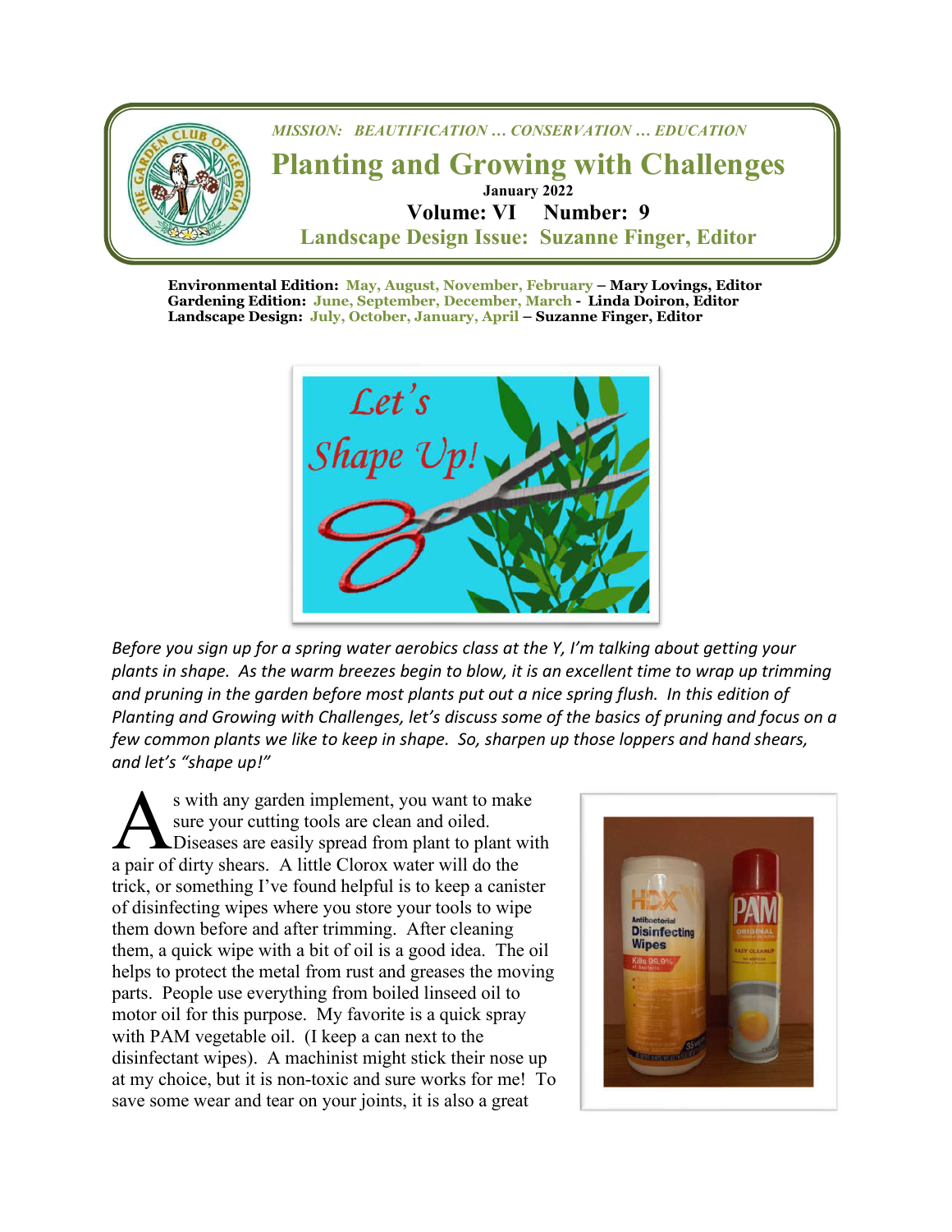*MISSION: BEAUTIFICATION … CONSERVATION … EDUCATION*

# Planting and Growing with Challenges

**January 2022**

**Volume: VI Number: 9**

**Landscape Design Issue: Suzanne Finger, Editor**

**Environmental Edition: May, August, November, February – Mary Lovings, Editor**
**Gardening Edition: June, September, December, March - Linda Doiron, Editor**
**Landscape Design: July, October, January, April – Suzanne Finger, Editor**

*Before you sign up for a spring water aerobics class at the Y, I'm talking about getting your plants in shape. As the warm breezes begin to blow, it is an excellent time to wrap up trimming and pruning in the garden before most plants put out a nice spring flush. In this edition of Planting and Growing with Challenges, let's discuss some of the basics of pruning and focus on a few common plants we like to keep in shape. So, sharpen up those loppers and hand shears, and let's "shape up!"*

As with any garden implement, you want to make sure your cutting tools are clean and oiled. Diseases are easily spread from plant to plant with a pair of dirty shears. A little Clorox water will do the trick, or something I've found helpful is to keep a canister of disinfecting wipes where you store your tools to wipe them down before and after trimming. After cleaning them, a quick wipe with a bit of oil is a good idea. The oil helps to protect the metal from rust and greases the moving parts. People use everything from boiled linseed oil to motor oil for this purpose. My favorite is a quick spray with PAM vegetable oil. (I keep a can next to the disinfectant wipes). A machinist might stick their nose up at my choice, but it is non-toxic and sure works for me! To save some wear and tear on your joints, it is also a great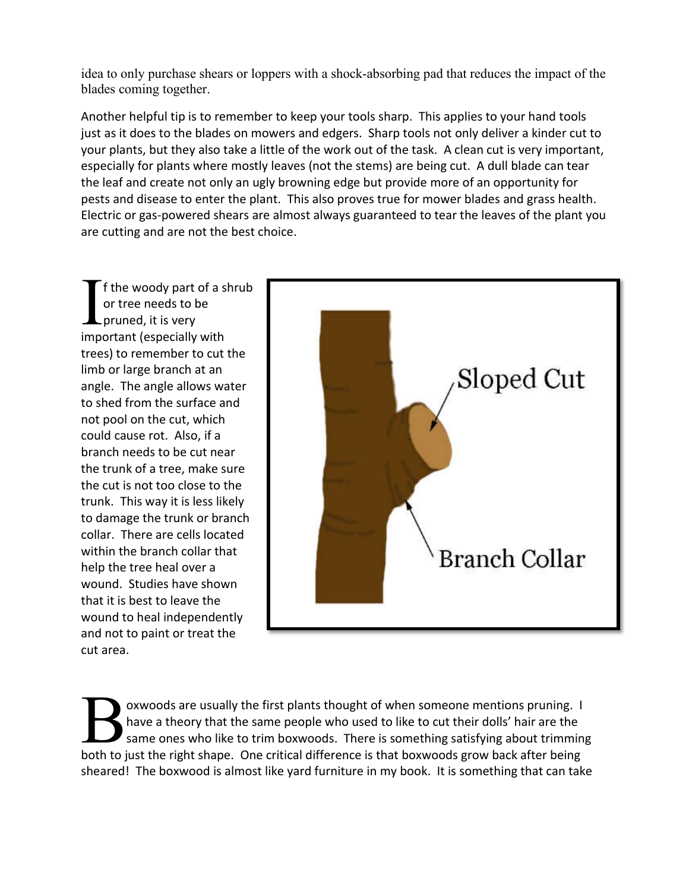idea to only purchase shears or loppers with a shock-absorbing pad that reduces the impact of the blades coming together.

Another helpful tip is to remember to keep your tools sharp. This applies to your hand tools just as it does to the blades on mowers and edgers. Sharp tools not only deliver a kinder cut to your plants, but they also take a little of the work out of the task. A clean cut is very important, especially for plants where mostly leaves (not the stems) are being cut. A dull blade can tear the leaf and create not only an ugly browning edge but provide more of an opportunity for pests and disease to enter the plant. This also proves true for mower blades and grass health. Electric or gas-powered shears are almost always guaranteed to tear the leaves of the plant you are cutting and are not the best choice.

If the woody part of a shrub or tree needs to be pruned, it is very important (especially with trees) to remember to cut the limb or large branch at an angle. The angle allows water to shed from the surface and not pool on the cut, which could cause rot. Also, if a branch needs to be cut near the trunk of a tree, make sure the cut is not too close to the trunk. This way it is less likely to damage the trunk or branch collar. There are cells located within the branch collar that help the tree heal over a wound. Studies have shown that it is best to leave the wound to heal independently and not to paint or treat the cut area.

Sloped Cut

Branch Collar

Boxwoods are usually the first plants thought of when someone mentions pruning. I have a theory that the same people who used to like to cut their dolls' hair are the same ones who like to trim boxwoods. There is something satisfying about trimming both to just the right shape. One critical difference is that boxwoods grow back after being sheared! The boxwood is almost like yard furniture in my book. It is something that can take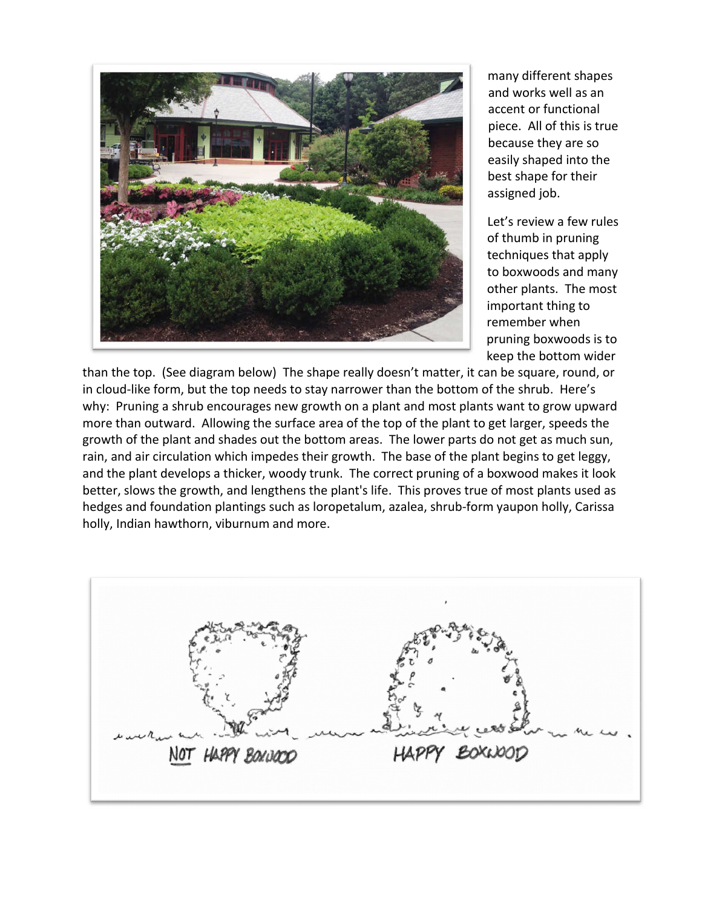many different shapes and works well as an accent or functional piece. All of this is true because they are so easily shaped into the best shape for their assigned job.

Let's review a few rules of thumb in pruning techniques that apply to boxwoods and many other plants. The most important thing to remember when pruning boxwoods is to keep the bottom wider than the top. (See diagram below) The shape really doesn't matter, it can be square, round, or in cloud-like form, but the top needs to stay narrower than the bottom of the shrub. Here's why: Pruning a shrub encourages new growth on a plant and most plants want to grow upward more than outward. Allowing the surface area of the top of the plant to get larger, speeds the growth of the plant and shades out the bottom areas. The lower parts do not get as much sun, rain, and air circulation which impedes their growth. The base of the plant begins to get leggy, and the plant develops a thicker, woody trunk. The correct pruning of a boxwood makes it look better, slows the growth, and lengthens the plant's life. This proves true of most plants used as hedges and foundation plantings such as loropetalum, azalea, shrub-form yaupon holly, Carissa holly, Indian hawthorn, viburnum and more.

NOT HAPPY BOXWOOD HAPPY BOXWOOD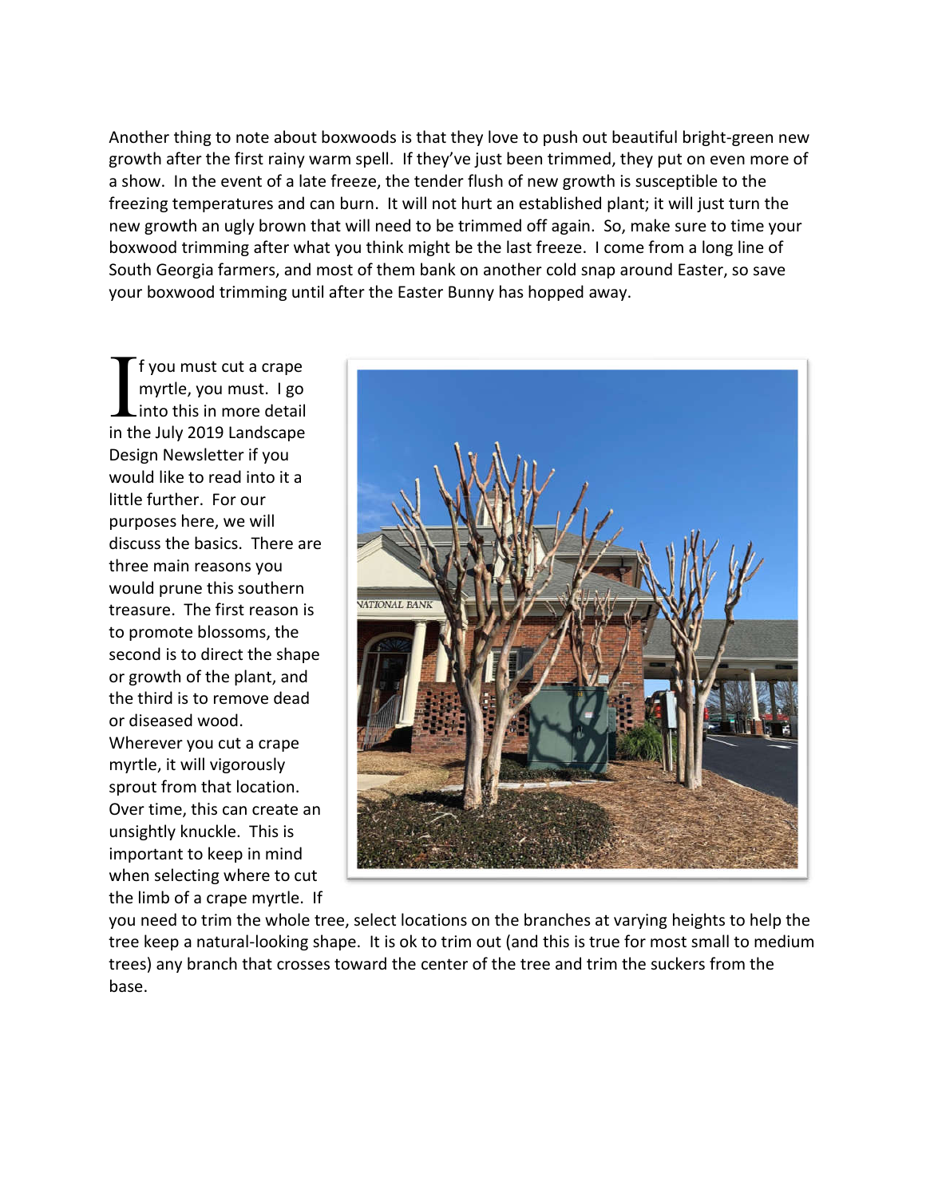Another thing to note about boxwoods is that they love to push out beautiful bright-green new growth after the first rainy warm spell. If they've just been trimmed, they put on even more of a show. In the event of a late freeze, the tender flush of new growth is susceptible to the freezing temperatures and can burn. It will not hurt an established plant; it will just turn the new growth an ugly brown that will need to be trimmed off again. So, make sure to time your boxwood trimming after what you think might be the last freeze. I come from a long line of South Georgia farmers, and most of them bank on another cold snap around Easter, so save your boxwood trimming until after the Easter Bunny has hopped away.

If you must cut a crape myrtle, you must. I go into this in more detail in the July 2019 Landscape Design Newsletter if you would like to read into it a little further. For our purposes here, we will discuss the basics. There are three main reasons you would prune this southern treasure. The first reason is to promote blossoms, the second is to direct the shape or growth of the plant, and the third is to remove dead or diseased wood. Wherever you cut a crape myrtle, it will vigorously sprout from that location. Over time, this can create an unsightly knuckle. This is important to keep in mind when selecting where to cut the limb of a crape myrtle. If you need to trim the whole tree, select locations on the branches at varying heights to help the tree keep a natural-looking shape. It is ok to trim out (and this is true for most small to medium trees) any branch that crosses toward the center of the tree and trim the suckers from the base.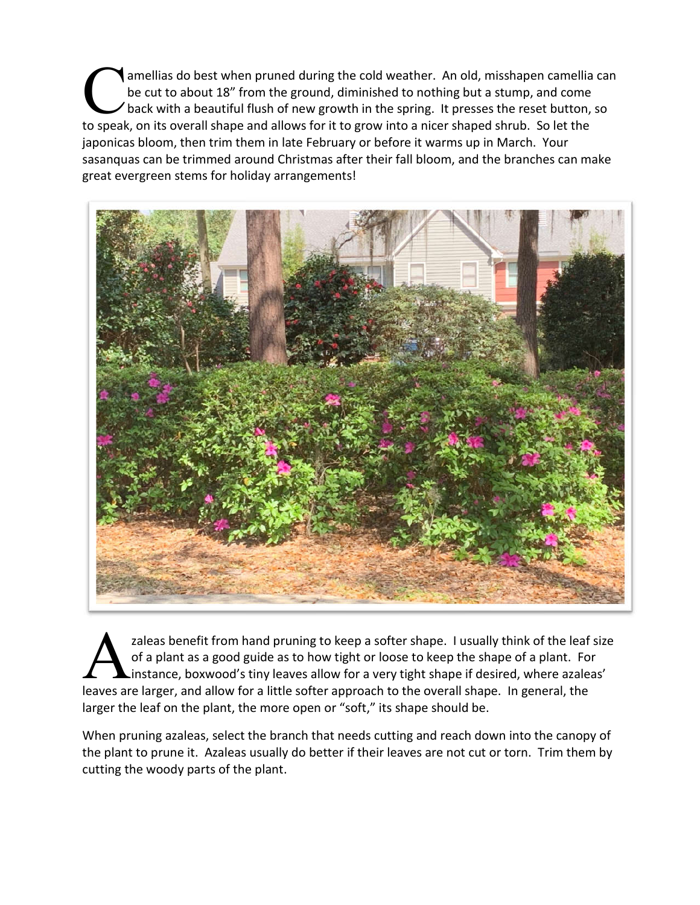Camellias do best when pruned during the cold weather. An old, misshapen camellia can be cut to about 18" from the ground, diminished to nothing but a stump, and come back with a beautiful flush of new growth in the spring. It presses the reset button, so to speak, on its overall shape and allows for it to grow into a nicer shaped shrub. So let the japonicas bloom, then trim them in late February or before it warms up in March. Your sasanquas can be trimmed around Christmas after their fall bloom, and the branches can make great evergreen stems for holiday arrangements!

Azaleas benefit from hand pruning to keep a softer shape. I usually think of the leaf size of a plant as a good guide as to how tight or loose to keep the shape of a plant. For instance, boxwood's tiny leaves allow for a very tight shape if desired, where azaleas' leaves are larger, and allow for a little softer approach to the overall shape. In general, the larger the leaf on the plant, the more open or "soft," its shape should be.

When pruning azaleas, select the branch that needs cutting and reach down into the canopy of the plant to prune it. Azaleas usually do better if their leaves are not cut or torn. Trim them by cutting the woody parts of the plant.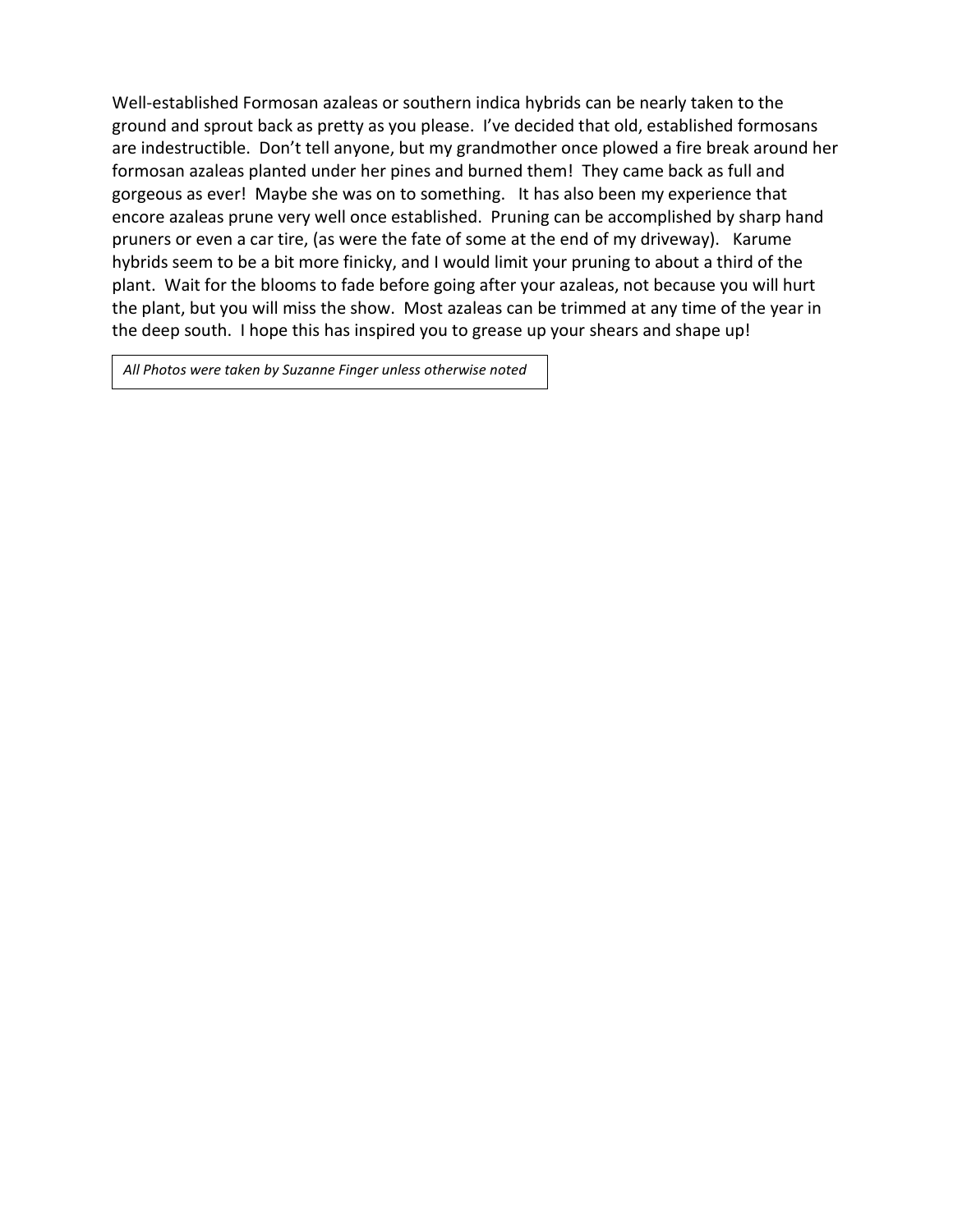Well-established Formosan azaleas or southern indica hybrids can be nearly taken to the ground and sprout back as pretty as you please. I've decided that old, established formosans are indestructible. Don't tell anyone, but my grandmother once plowed a fire break around her formosan azaleas planted under her pines and burned them! They came back as full and gorgeous as ever! Maybe she was on to something. It has also been my experience that encore azaleas prune very well once established. Pruning can be accomplished by sharp hand pruners or even a car tire, (as were the fate of some at the end of my driveway). Karume hybrids seem to be a bit more finicky, and I would limit your pruning to about a third of the plant. Wait for the blooms to fade before going after your azaleas, not because you will hurt the plant, but you will miss the show. Most azaleas can be trimmed at any time of the year in the deep south. I hope this has inspired you to grease up your shears and shape up!

*All Photos were taken by Suzanne Finger unless otherwise noted*